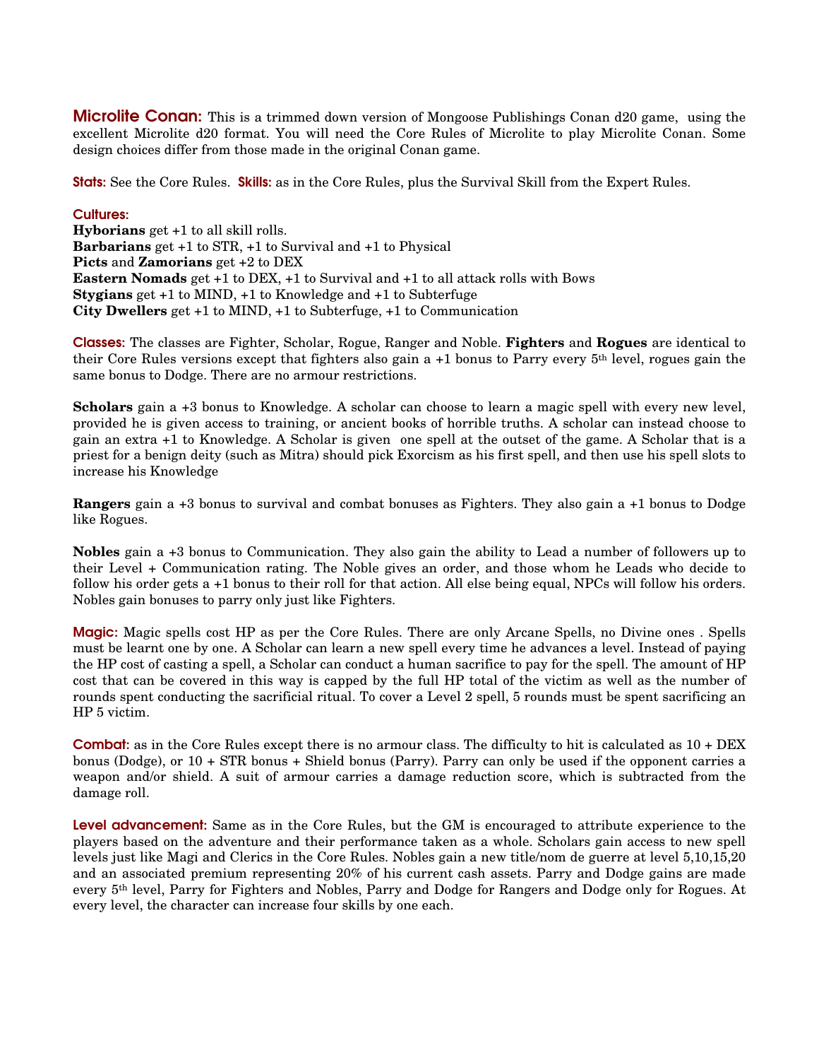**Microlite Conan:** This is a trimmed down version of Mongoose Publishings Conan d20 game, using the excellent Microlite d20 format. You will need the Core Rules of Microlite to play Microlite Conan. Some design choices differ from those made in the original Conan game.

**Stats:** See the Core Rules. **Skills:** as in the Core Rules, plus the Survival Skill from the Expert Rules.

**Cultures:**
**Hyborians** get +1 to all skill rolls.
**Barbarians** get +1 to STR, +1 to Survival and +1 to Physical
**Picts** and **Zamorians** get +2 to DEX
**Eastern Nomads** get +1 to DEX, +1 to Survival and +1 to all attack rolls with Bows
**Stygians** get +1 to MIND, +1 to Knowledge and +1 to Subterfuge
**City Dwellers** get +1 to MIND, +1 to Subterfuge, +1 to Communication

**Classes:** The classes are Fighter, Scholar, Rogue, Ranger and Noble. **Fighters** and **Rogues** are identical to their Core Rules versions except that fighters also gain a +1 bonus to Parry every 5th level, rogues gain the same bonus to Dodge. There are no armour restrictions.

**Scholars** gain a +3 bonus to Knowledge. A scholar can choose to learn a magic spell with every new level, provided he is given access to training, or ancient books of horrible truths. A scholar can instead choose to gain an extra +1 to Knowledge. A Scholar is given one spell at the outset of the game. A Scholar that is a priest for a benign deity (such as Mitra) should pick Exorcism as his first spell, and then use his spell slots to increase his Knowledge

**Rangers** gain a +3 bonus to survival and combat bonuses as Fighters. They also gain a +1 bonus to Dodge like Rogues.

**Nobles** gain a +3 bonus to Communication. They also gain the ability to Lead a number of followers up to their Level + Communication rating. The Noble gives an order, and those whom he Leads who decide to follow his order gets a +1 bonus to their roll for that action. All else being equal, NPCs will follow his orders. Nobles gain bonuses to parry only just like Fighters.

**Magic:** Magic spells cost HP as per the Core Rules. There are only Arcane Spells, no Divine ones . Spells must be learnt one by one. A Scholar can learn a new spell every time he advances a level. Instead of paying the HP cost of casting a spell, a Scholar can conduct a human sacrifice to pay for the spell. The amount of HP cost that can be covered in this way is capped by the full HP total of the victim as well as the number of rounds spent conducting the sacrificial ritual. To cover a Level 2 spell, 5 rounds must be spent sacrificing an HP 5 victim.

**Combat:** as in the Core Rules except there is no armour class. The difficulty to hit is calculated as 10 + DEX bonus (Dodge), or 10 + STR bonus + Shield bonus (Parry). Parry can only be used if the opponent carries a weapon and/or shield. A suit of armour carries a damage reduction score, which is subtracted from the damage roll.

**Level advancement:** Same as in the Core Rules, but the GM is encouraged to attribute experience to the players based on the adventure and their performance taken as a whole. Scholars gain access to new spell levels just like Magi and Clerics in the Core Rules. Nobles gain a new title/nom de guerre at level 5,10,15,20 and an associated premium representing 20% of his current cash assets. Parry and Dodge gains are made every 5th level, Parry for Fighters and Nobles, Parry and Dodge for Rangers and Dodge only for Rogues. At every level, the character can increase four skills by one each.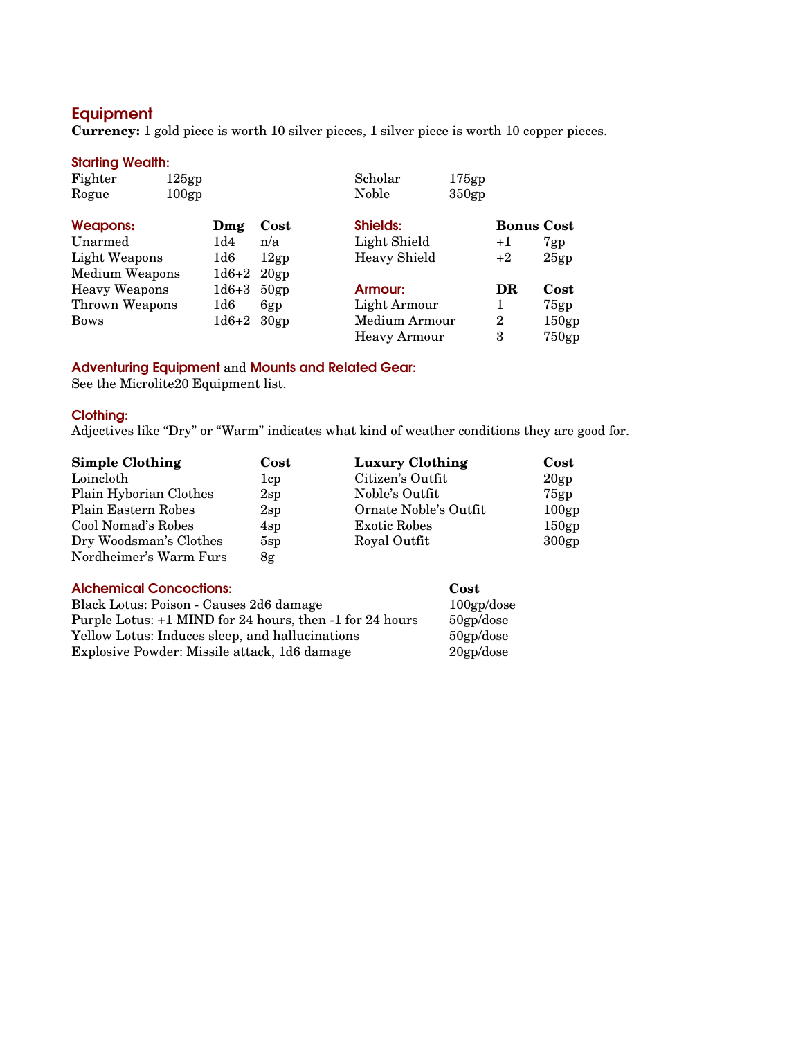## Equipment

**Currency:** 1 gold piece is worth 10 silver pieces, 1 silver piece is worth 10 copper pieces.

### Starting Wealth:

| | |
|---|---|
| Fighter | 125gp |
| Rogue | 100gp |
| Scholar | 175gp |
| Noble | 350gp |

| Weapons: | Dmg | Cost |
|---|---|---|
| Unarmed | 1d4 | n/a |
| Light Weapons | 1d6 | 12gp |
| Medium Weapons | 1d6+2 | 20gp |
| Heavy Weapons | 1d6+3 | 50gp |
| Thrown Weapons | 1d6 | 6gp |
| Bows | 1d6+2 | 30gp |

| Shields: | Bonus | Cost |
|---|---|---|
| Light Shield | +1 | 7gp |
| Heavy Shield | +2 | 25gp |

| Armour: | DR | Cost |
|---|---|---|
| Light Armour | 1 | 75gp |
| Medium Armour | 2 | 150gp |
| Heavy Armour | 3 | 750gp |

### Adventuring Equipment and Mounts and Related Gear:

See the Microlite20 Equipment list.

### Clothing:

Adjectives like "Dry" or "Warm" indicates what kind of weather conditions they are good for.

| Simple Clothing | Cost |
|---|---|
| Loincloth | 1cp |
| Plain Hyborian Clothes | 2sp |
| Plain Eastern Robes | 2sp |
| Cool Nomad's Robes | 4sp |
| Dry Woodsman's Clothes | 5sp |
| Nordheimer's Warm Furs | 8g |

| Luxury Clothing | Cost |
|---|---|
| Citizen's Outfit | 20gp |
| Noble's Outfit | 75gp |
| Ornate Noble's Outfit | 100gp |
| Exotic Robes | 150gp |
| Royal Outfit | 300gp |

| Alchemical Concoctions: | Cost |
|---|---|
| Black Lotus: Poison - Causes 2d6 damage | 100gp/dose |
| Purple Lotus: +1 MIND for 24 hours, then -1 for 24 hours | 50gp/dose |
| Yellow Lotus: Induces sleep, and hallucinations | 50gp/dose |
| Explosive Powder: Missile attack, 1d6 damage | 20gp/dose |